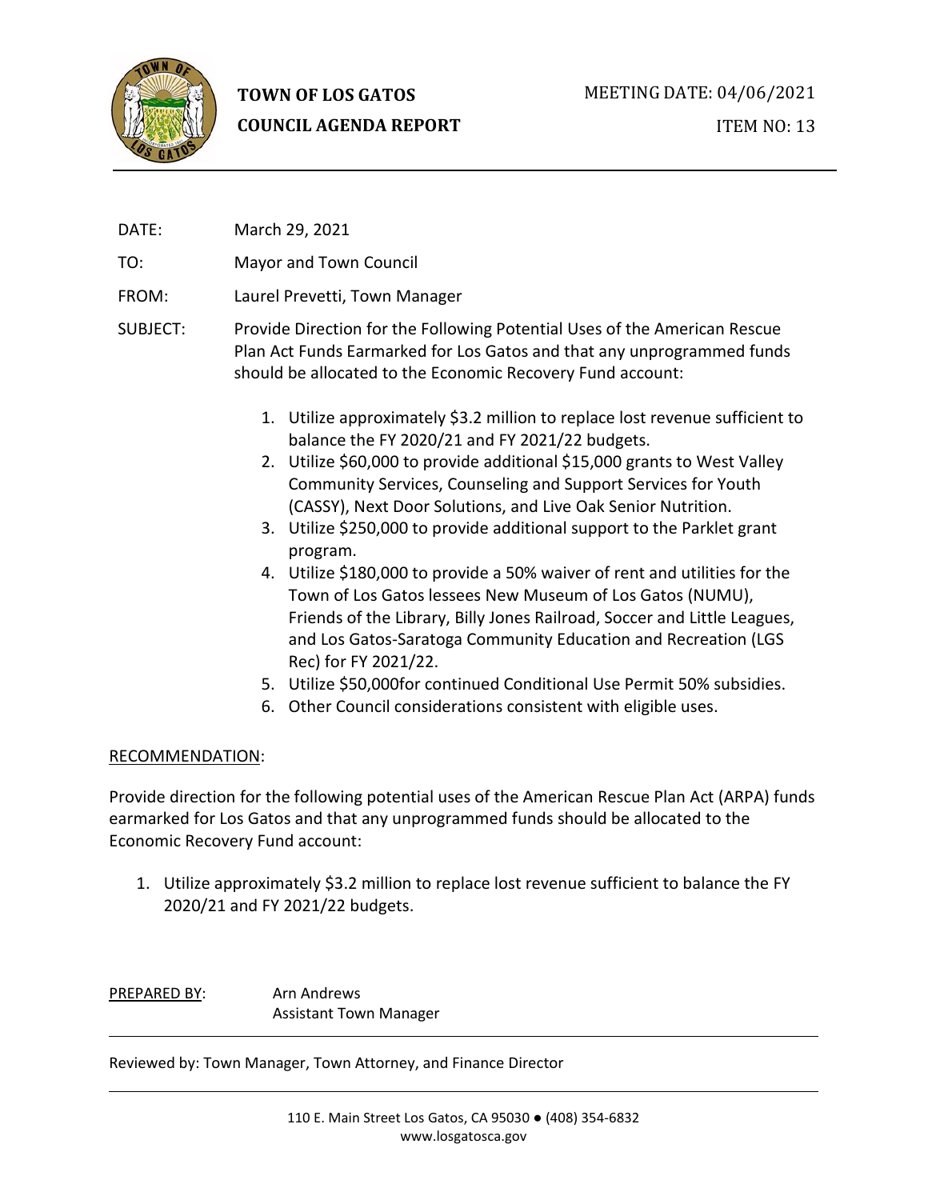**TOWN OF LOS GATOS**
**COUNCIL AGENDA REPORT**

MEETING DATE: 04/06/2021

ITEM NO: 13

DATE: March 29, 2021

TO: Mayor and Town Council

FROM: Laurel Prevetti, Town Manager

SUBJECT: Provide Direction for the Following Potential Uses of the American Rescue Plan Act Funds Earmarked for Los Gatos and that any unprogrammed funds should be allocated to the Economic Recovery Fund account:

1. Utilize approximately $3.2 million to replace lost revenue sufficient to balance the FY 2020/21 and FY 2021/22 budgets.
2. Utilize $60,000 to provide additional $15,000 grants to West Valley Community Services, Counseling and Support Services for Youth (CASSY), Next Door Solutions, and Live Oak Senior Nutrition.
3. Utilize $250,000 to provide additional support to the Parklet grant program.
4. Utilize $180,000 to provide a 50% waiver of rent and utilities for the Town of Los Gatos lessees New Museum of Los Gatos (NUMU), Friends of the Library, Billy Jones Railroad, Soccer and Little Leagues, and Los Gatos-Saratoga Community Education and Recreation (LGS Rec) for FY 2021/22.
5. Utilize $50,000for continued Conditional Use Permit 50% subsidies.
6. Other Council considerations consistent with eligible uses.

RECOMMENDATION:

Provide direction for the following potential uses of the American Rescue Plan Act (ARPA) funds earmarked for Los Gatos and that any unprogrammed funds should be allocated to the Economic Recovery Fund account:

1. Utilize approximately $3.2 million to replace lost revenue sufficient to balance the FY 2020/21 and FY 2021/22 budgets.

PREPARED BY: Arn Andrews
Assistant Town Manager

Reviewed by: Town Manager, Town Attorney, and Finance Director

110 E. Main Street Los Gatos, CA 95030 ● (408) 354-6832
www.losgatosca.gov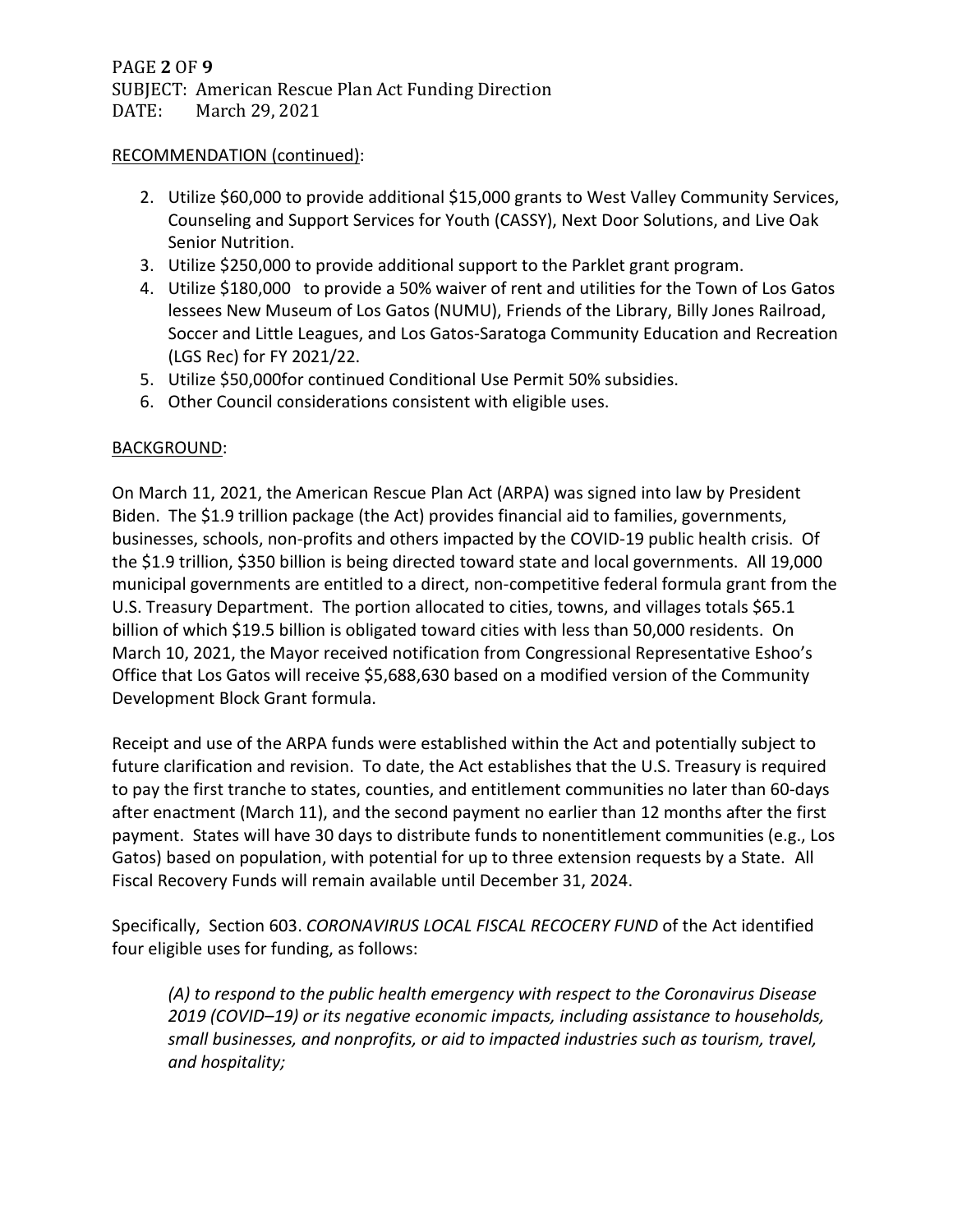RECOMMENDATION (continued):

2. Utilize $60,000 to provide additional $15,000 grants to West Valley Community Services, Counseling and Support Services for Youth (CASSY), Next Door Solutions, and Live Oak Senior Nutrition.
3. Utilize $250,000 to provide additional support to the Parklet grant program.
4. Utilize $180,000 to provide a 50% waiver of rent and utilities for the Town of Los Gatos lessees New Museum of Los Gatos (NUMU), Friends of the Library, Billy Jones Railroad, Soccer and Little Leagues, and Los Gatos-Saratoga Community Education and Recreation (LGS Rec) for FY 2021/22.
5. Utilize $50,000for continued Conditional Use Permit 50% subsidies.
6. Other Council considerations consistent with eligible uses.

BACKGROUND:

On March 11, 2021, the American Rescue Plan Act (ARPA) was signed into law by President Biden. The $1.9 trillion package (the Act) provides financial aid to families, governments, businesses, schools, non-profits and others impacted by the COVID-19 public health crisis. Of the $1.9 trillion, $350 billion is being directed toward state and local governments. All 19,000 municipal governments are entitled to a direct, non-competitive federal formula grant from the U.S. Treasury Department. The portion allocated to cities, towns, and villages totals $65.1 billion of which $19.5 billion is obligated toward cities with less than 50,000 residents. On March 10, 2021, the Mayor received notification from Congressional Representative Eshoo's Office that Los Gatos will receive $5,688,630 based on a modified version of the Community Development Block Grant formula.

Receipt and use of the ARPA funds were established within the Act and potentially subject to future clarification and revision. To date, the Act establishes that the U.S. Treasury is required to pay the first tranche to states, counties, and entitlement communities no later than 60-days after enactment (March 11), and the second payment no earlier than 12 months after the first payment. States will have 30 days to distribute funds to nonentitlement communities (e.g., Los Gatos) based on population, with potential for up to three extension requests by a State. All Fiscal Recovery Funds will remain available until December 31, 2024.

Specifically, Section 603. *CORONAVIRUS LOCAL FISCAL RECOCERY FUND* of the Act identified four eligible uses for funding, as follows:

> *(A) to respond to the public health emergency with respect to the Coronavirus Disease 2019 (COVID–19) or its negative economic impacts, including assistance to households, small businesses, and nonprofits, or aid to impacted industries such as tourism, travel, and hospitality;*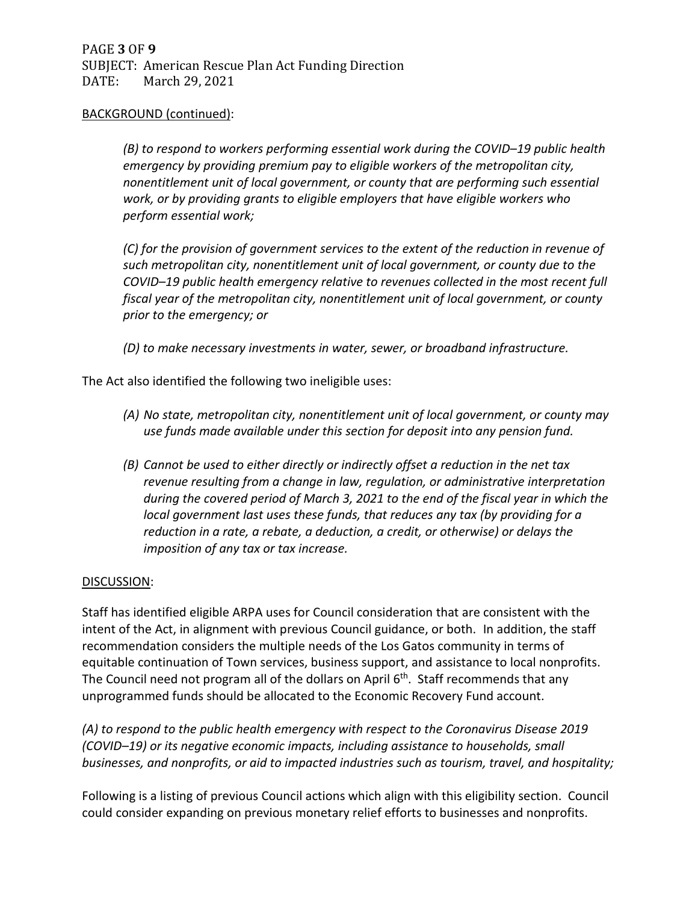BACKGROUND (continued):

*(B) to respond to workers performing essential work during the COVID–19 public health emergency by providing premium pay to eligible workers of the metropolitan city, nonentitlement unit of local government, or county that are performing such essential work, or by providing grants to eligible employers that have eligible workers who perform essential work;*

*(C) for the provision of government services to the extent of the reduction in revenue of such metropolitan city, nonentitlement unit of local government, or county due to the COVID–19 public health emergency relative to revenues collected in the most recent full fiscal year of the metropolitan city, nonentitlement unit of local government, or county prior to the emergency; or*

*(D) to make necessary investments in water, sewer, or broadband infrastructure.*

The Act also identified the following two ineligible uses:

*(A) No state, metropolitan city, nonentitlement unit of local government, or county may use funds made available under this section for deposit into any pension fund.*

*(B) Cannot be used to either directly or indirectly offset a reduction in the net tax revenue resulting from a change in law, regulation, or administrative interpretation during the covered period of March 3, 2021 to the end of the fiscal year in which the local government last uses these funds, that reduces any tax (by providing for a reduction in a rate, a rebate, a deduction, a credit, or otherwise) or delays the imposition of any tax or tax increase.*

DISCUSSION:

Staff has identified eligible ARPA uses for Council consideration that are consistent with the intent of the Act, in alignment with previous Council guidance, or both. In addition, the staff recommendation considers the multiple needs of the Los Gatos community in terms of equitable continuation of Town services, business support, and assistance to local nonprofits. The Council need not program all of the dollars on April 6th. Staff recommends that any unprogrammed funds should be allocated to the Economic Recovery Fund account.

*(A) to respond to the public health emergency with respect to the Coronavirus Disease 2019 (COVID–19) or its negative economic impacts, including assistance to households, small businesses, and nonprofits, or aid to impacted industries such as tourism, travel, and hospitality;*

Following is a listing of previous Council actions which align with this eligibility section. Council could consider expanding on previous monetary relief efforts to businesses and nonprofits.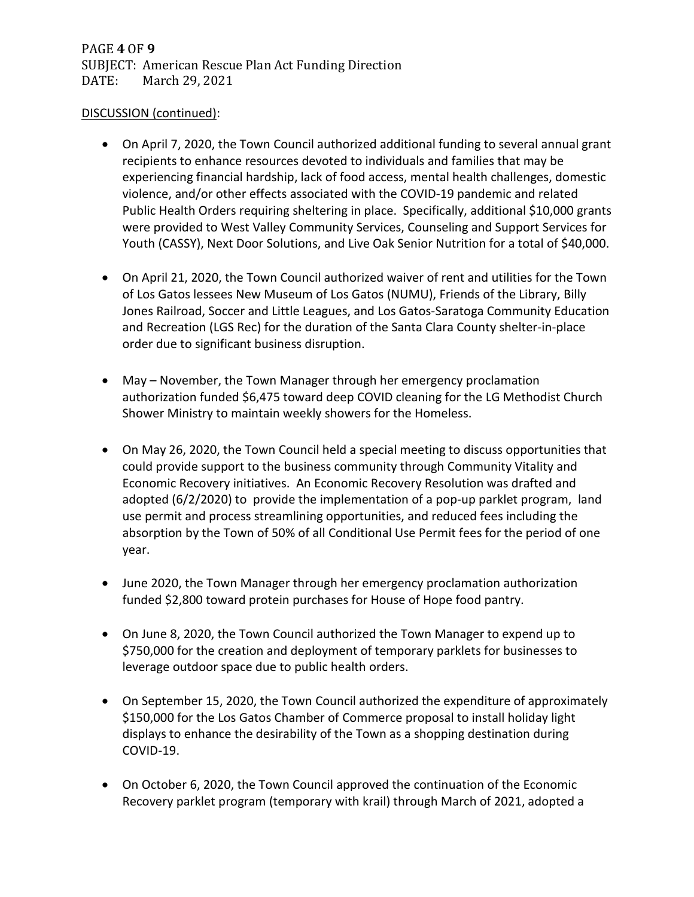DISCUSSION (continued):

- On April 7, 2020, the Town Council authorized additional funding to several annual grant recipients to enhance resources devoted to individuals and families that may be experiencing financial hardship, lack of food access, mental health challenges, domestic violence, and/or other effects associated with the COVID-19 pandemic and related Public Health Orders requiring sheltering in place. Specifically, additional $10,000 grants were provided to West Valley Community Services, Counseling and Support Services for Youth (CASSY), Next Door Solutions, and Live Oak Senior Nutrition for a total of $40,000.

- On April 21, 2020, the Town Council authorized waiver of rent and utilities for the Town of Los Gatos lessees New Museum of Los Gatos (NUMU), Friends of the Library, Billy Jones Railroad, Soccer and Little Leagues, and Los Gatos-Saratoga Community Education and Recreation (LGS Rec) for the duration of the Santa Clara County shelter-in-place order due to significant business disruption.

- May – November, the Town Manager through her emergency proclamation authorization funded $6,475 toward deep COVID cleaning for the LG Methodist Church Shower Ministry to maintain weekly showers for the Homeless.

- On May 26, 2020, the Town Council held a special meeting to discuss opportunities that could provide support to the business community through Community Vitality and Economic Recovery initiatives. An Economic Recovery Resolution was drafted and adopted (6/2/2020) to provide the implementation of a pop-up parklet program, land use permit and process streamlining opportunities, and reduced fees including the absorption by the Town of 50% of all Conditional Use Permit fees for the period of one year.

- June 2020, the Town Manager through her emergency proclamation authorization funded $2,800 toward protein purchases for House of Hope food pantry.

- On June 8, 2020, the Town Council authorized the Town Manager to expend up to $750,000 for the creation and deployment of temporary parklets for businesses to leverage outdoor space due to public health orders.

- On September 15, 2020, the Town Council authorized the expenditure of approximately $150,000 for the Los Gatos Chamber of Commerce proposal to install holiday light displays to enhance the desirability of the Town as a shopping destination during COVID-19.

- On October 6, 2020, the Town Council approved the continuation of the Economic Recovery parklet program (temporary with krail) through March of 2021, adopted a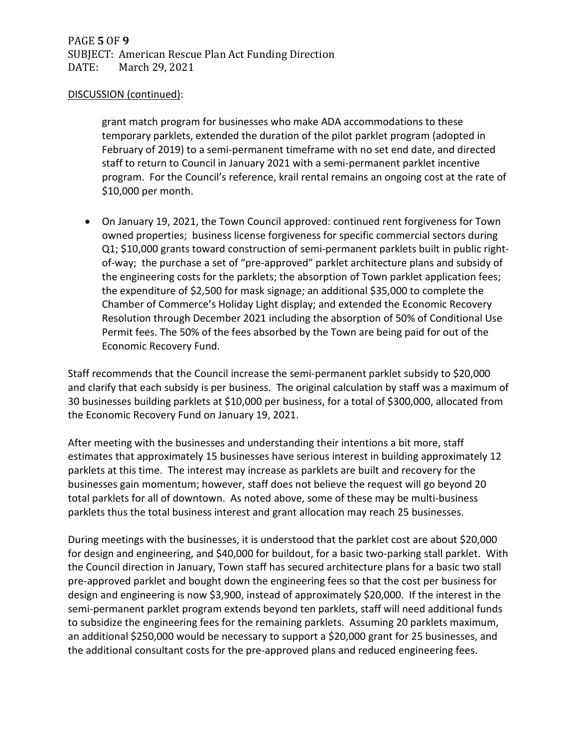DISCUSSION (continued):

grant match program for businesses who make ADA accommodations to these temporary parklets, extended the duration of the pilot parklet program (adopted in February of 2019) to a semi-permanent timeframe with no set end date, and directed staff to return to Council in January 2021 with a semi-permanent parklet incentive program. For the Council's reference, krail rental remains an ongoing cost at the rate of $10,000 per month.

- On January 19, 2021, the Town Council approved: continued rent forgiveness for Town owned properties; business license forgiveness for specific commercial sectors during Q1; $10,000 grants toward construction of semi-permanent parklets built in public right-of-way; the purchase a set of "pre-approved" parklet architecture plans and subsidy of the engineering costs for the parklets; the absorption of Town parklet application fees; the expenditure of $2,500 for mask signage; an additional $35,000 to complete the Chamber of Commerce's Holiday Light display; and extended the Economic Recovery Resolution through December 2021 including the absorption of 50% of Conditional Use Permit fees. The 50% of the fees absorbed by the Town are being paid for out of the Economic Recovery Fund.

Staff recommends that the Council increase the semi-permanent parklet subsidy to $20,000 and clarify that each subsidy is per business. The original calculation by staff was a maximum of 30 businesses building parklets at $10,000 per business, for a total of $300,000, allocated from the Economic Recovery Fund on January 19, 2021.

After meeting with the businesses and understanding their intentions a bit more, staff estimates that approximately 15 businesses have serious interest in building approximately 12 parklets at this time. The interest may increase as parklets are built and recovery for the businesses gain momentum; however, staff does not believe the request will go beyond 20 total parklets for all of downtown. As noted above, some of these may be multi-business parklets thus the total business interest and grant allocation may reach 25 businesses.

During meetings with the businesses, it is understood that the parklet cost are about $20,000 for design and engineering, and $40,000 for buildout, for a basic two-parking stall parklet. With the Council direction in January, Town staff has secured architecture plans for a basic two stall pre-approved parklet and bought down the engineering fees so that the cost per business for design and engineering is now $3,900, instead of approximately $20,000. If the interest in the semi-permanent parklet program extends beyond ten parklets, staff will need additional funds to subsidize the engineering fees for the remaining parklets. Assuming 20 parklets maximum, an additional $250,000 would be necessary to support a $20,000 grant for 25 businesses, and the additional consultant costs for the pre-approved plans and reduced engineering fees.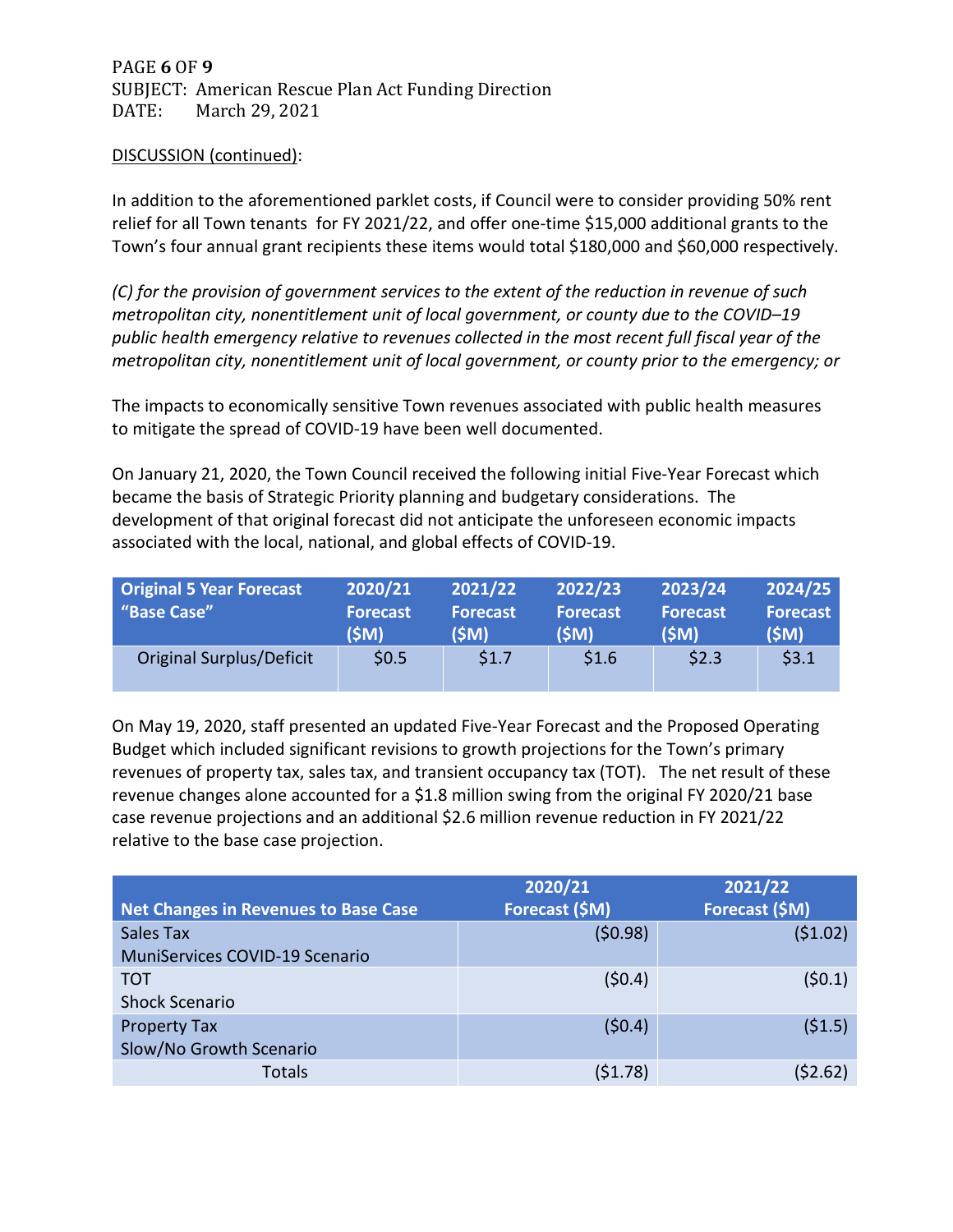DISCUSSION (continued):

In addition to the aforementioned parklet costs, if Council were to consider providing 50% rent relief for all Town tenants for FY 2021/22, and offer one-time $15,000 additional grants to the Town's four annual grant recipients these items would total $180,000 and $60,000 respectively.

*(C) for the provision of government services to the extent of the reduction in revenue of such metropolitan city, nonentitlement unit of local government, or county due to the COVID–19 public health emergency relative to revenues collected in the most recent full fiscal year of the metropolitan city, nonentitlement unit of local government, or county prior to the emergency; or*

The impacts to economically sensitive Town revenues associated with public health measures to mitigate the spread of COVID-19 have been well documented.

On January 21, 2020, the Town Council received the following initial Five-Year Forecast which became the basis of Strategic Priority planning and budgetary considerations. The development of that original forecast did not anticipate the unforeseen economic impacts associated with the local, national, and global effects of COVID-19.

| Original 5 Year Forecast "Base Case" | 2020/21 Forecast ($M) | 2021/22 Forecast ($M) | 2022/23 Forecast ($M) | 2023/24 Forecast ($M) | 2024/25 Forecast ($M) |
|---|---|---|---|---|---|
| Original Surplus/Deficit | $0.5 | $1.7 | $1.6 | $2.3 | $3.1 |

On May 19, 2020, staff presented an updated Five-Year Forecast and the Proposed Operating Budget which included significant revisions to growth projections for the Town's primary revenues of property tax, sales tax, and transient occupancy tax (TOT). The net result of these revenue changes alone accounted for a $1.8 million swing from the original FY 2020/21 base case revenue projections and an additional $2.6 million revenue reduction in FY 2021/22 relative to the base case projection.

| Net Changes in Revenues to Base Case | 2020/21 Forecast ($M) | 2021/22 Forecast ($M) |
|---|---|---|
| Sales Tax<br>MuniServices COVID-19 Scenario | ($0.98) | ($1.02) |
| TOT<br>Shock Scenario | ($0.4) | ($0.1) |
| Property Tax<br>Slow/No Growth Scenario | ($0.4) | ($1.5) |
| Totals | ($1.78) | ($2.62) |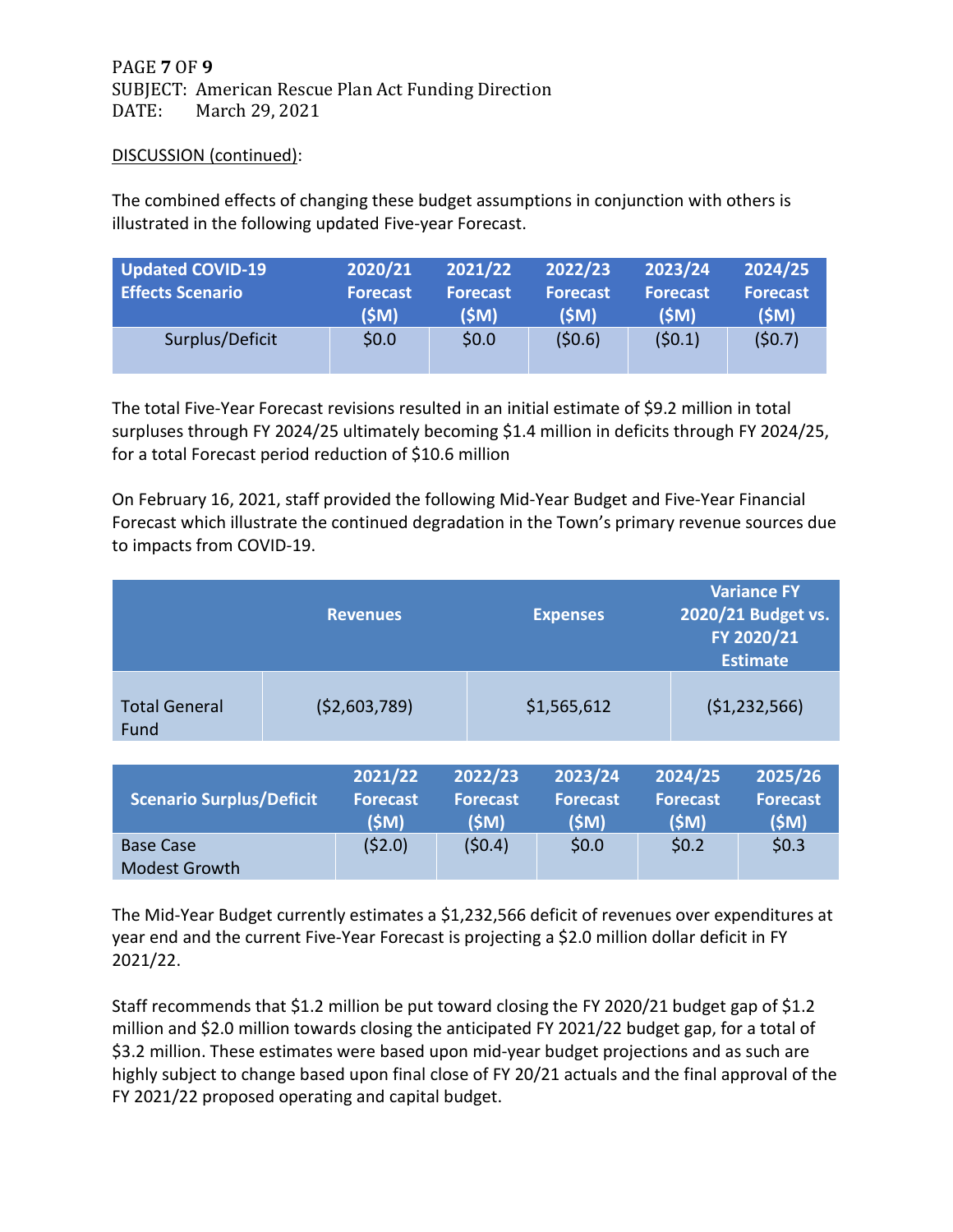DISCUSSION (continued):

The combined effects of changing these budget assumptions in conjunction with others is illustrated in the following updated Five-year Forecast.

| Updated COVID-19 Effects Scenario | 2020/21 Forecast ($M) | 2021/22 Forecast ($M) | 2022/23 Forecast ($M) | 2023/24 Forecast ($M) | 2024/25 Forecast ($M) |
|---|---|---|---|---|---|
| Surplus/Deficit | $0.0 | $0.0 | ($0.6) | ($0.1) | ($0.7) |

The total Five-Year Forecast revisions resulted in an initial estimate of $9.2 million in total surpluses through FY 2024/25 ultimately becoming $1.4 million in deficits through FY 2024/25, for a total Forecast period reduction of $10.6 million

On February 16, 2021, staff provided the following Mid-Year Budget and Five-Year Financial Forecast which illustrate the continued degradation in the Town's primary revenue sources due to impacts from COVID-19.

| | Revenues | Expenses | Variance FY 2020/21 Budget vs. FY 2020/21 Estimate |
|---|---|---|---|
| Total General Fund | ($2,603,789) | $1,565,612 | ($1,232,566) |

| Scenario Surplus/Deficit | 2021/22 Forecast ($M) | 2022/23 Forecast ($M) | 2023/24 Forecast ($M) | 2024/25 Forecast ($M) | 2025/26 Forecast ($M) |
|---|---|---|---|---|---|
| Base Case Modest Growth | ($2.0) | ($0.4) | $0.0 | $0.2 | $0.3 |

The Mid-Year Budget currently estimates a $1,232,566 deficit of revenues over expenditures at year end and the current Five-Year Forecast is projecting a $2.0 million dollar deficit in FY 2021/22.

Staff recommends that $1.2 million be put toward closing the FY 2020/21 budget gap of $1.2 million and $2.0 million towards closing the anticipated FY 2021/22 budget gap, for a total of $3.2 million. These estimates were based upon mid-year budget projections and as such are highly subject to change based upon final close of FY 20/21 actuals and the final approval of the FY 2021/22 proposed operating and capital budget.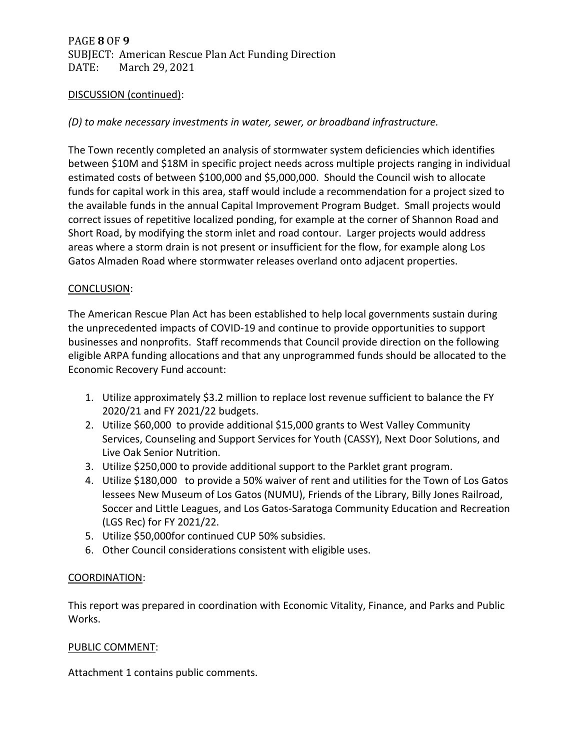DISCUSSION (continued):

*(D) to make necessary investments in water, sewer, or broadband infrastructure.*

The Town recently completed an analysis of stormwater system deficiencies which identifies between $10M and $18M in specific project needs across multiple projects ranging in individual estimated costs of between $100,000 and $5,000,000. Should the Council wish to allocate funds for capital work in this area, staff would include a recommendation for a project sized to the available funds in the annual Capital Improvement Program Budget. Small projects would correct issues of repetitive localized ponding, for example at the corner of Shannon Road and Short Road, by modifying the storm inlet and road contour. Larger projects would address areas where a storm drain is not present or insufficient for the flow, for example along Los Gatos Almaden Road where stormwater releases overland onto adjacent properties.

CONCLUSION:

The American Rescue Plan Act has been established to help local governments sustain during the unprecedented impacts of COVID-19 and continue to provide opportunities to support businesses and nonprofits. Staff recommends that Council provide direction on the following eligible ARPA funding allocations and that any unprogrammed funds should be allocated to the Economic Recovery Fund account:

1. Utilize approximately $3.2 million to replace lost revenue sufficient to balance the FY 2020/21 and FY 2021/22 budgets.
2. Utilize $60,000 to provide additional $15,000 grants to West Valley Community Services, Counseling and Support Services for Youth (CASSY), Next Door Solutions, and Live Oak Senior Nutrition.
3. Utilize $250,000 to provide additional support to the Parklet grant program.
4. Utilize $180,000 to provide a 50% waiver of rent and utilities for the Town of Los Gatos lessees New Museum of Los Gatos (NUMU), Friends of the Library, Billy Jones Railroad, Soccer and Little Leagues, and Los Gatos-Saratoga Community Education and Recreation (LGS Rec) for FY 2021/22.
5. Utilize $50,000for continued CUP 50% subsidies.
6. Other Council considerations consistent with eligible uses.

COORDINATION:

This report was prepared in coordination with Economic Vitality, Finance, and Parks and Public Works.

PUBLIC COMMENT:

Attachment 1 contains public comments.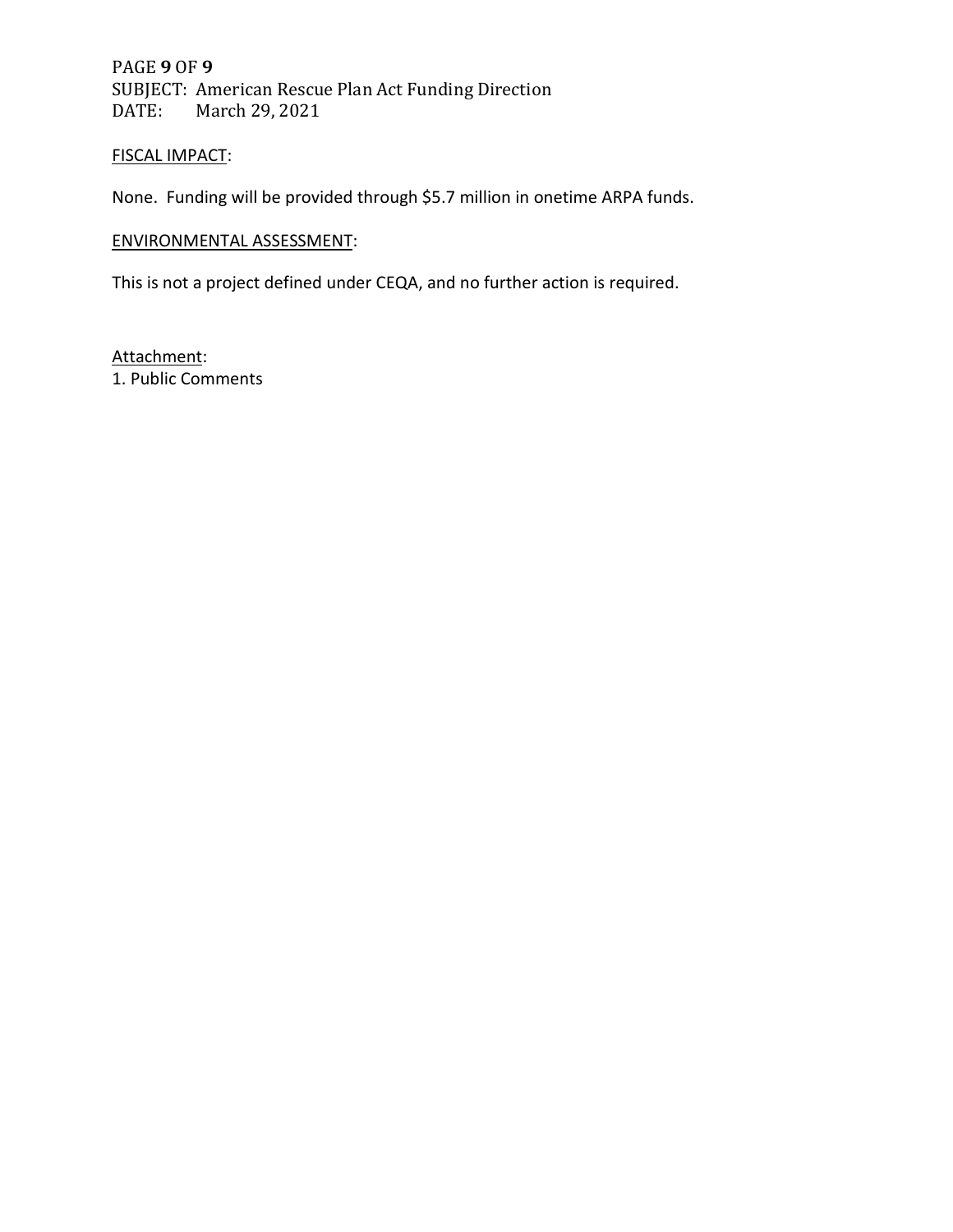FISCAL IMPACT:

None. Funding will be provided through $5.7 million in onetime ARPA funds.

ENVIRONMENTAL ASSESSMENT:

This is not a project defined under CEQA, and no further action is required.

Attachment:
1. Public Comments